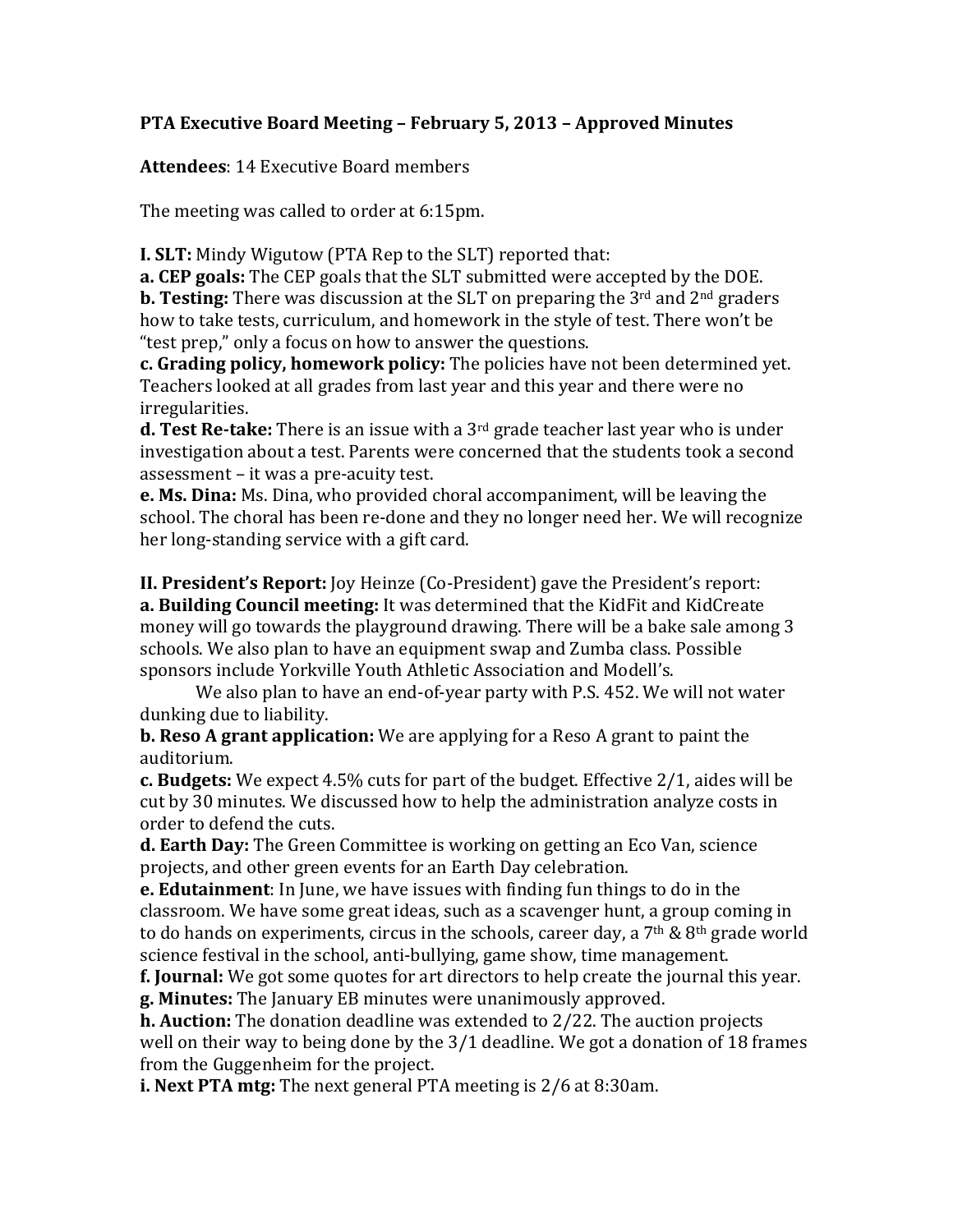**PTA Executive Board Meeting – February 5, 2013 – Approved Minutes**

**Attendees**: 14 Executive Board members

The meeting was called to order at 6:15pm.

**I. SLT:** Mindy Wigutow (PTA Rep to the SLT) reported that:

**a. CEP goals:** The CEP goals that the SLT submitted were accepted by the DOE.

**b. Testing:** There was discussion at the SLT on preparing the 3rd and 2nd graders how to take tests, curriculum, and homework in the style of test. There won't be "test prep," only a focus on how to answer the questions.

**c. Grading policy, homework policy:** The policies have not been determined yet. Teachers looked at all grades from last year and this year and there were no irregularities.

**d. Test Re-take:** There is an issue with a 3rd grade teacher last year who is under investigation about a test. Parents were concerned that the students took a second assessment – it was a pre-acuity test.

**e. Ms. Dina:** Ms. Dina, who provided choral accompaniment, will be leaving the school. The choral has been re-done and they no longer need her. We will recognize her long-standing service with a gift card.

**II. President's Report:** Joy Heinze (Co-President) gave the President's report:

**a. Building Council meeting:** It was determined that the KidFit and KidCreate money will go towards the playground drawing. There will be a bake sale among 3 schools. We also plan to have an equipment swap and Zumba class. Possible sponsors include Yorkville Youth Athletic Association and Modell's.

We also plan to have an end-of-year party with P.S. 452. We will not water dunking due to liability.

**b. Reso A grant application:** We are applying for a Reso A grant to paint the auditorium.

**c. Budgets:** We expect 4.5% cuts for part of the budget. Effective 2/1, aides will be cut by 30 minutes. We discussed how to help the administration analyze costs in order to defend the cuts.

**d. Earth Day:** The Green Committee is working on getting an Eco Van, science projects, and other green events for an Earth Day celebration.

**e. Edutainment**: In June, we have issues with finding fun things to do in the classroom. We have some great ideas, such as a scavenger hunt, a group coming in to do hands on experiments, circus in the schools, career day, a 7th & 8th grade world science festival in the school, anti-bullying, game show, time management.

**f. Journal:** We got some quotes for art directors to help create the journal this year.

**g. Minutes:** The January EB minutes were unanimously approved.

**h. Auction:** The donation deadline was extended to 2/22. The auction projects well on their way to being done by the 3/1 deadline. We got a donation of 18 frames from the Guggenheim for the project.

**i. Next PTA mtg:** The next general PTA meeting is 2/6 at 8:30am.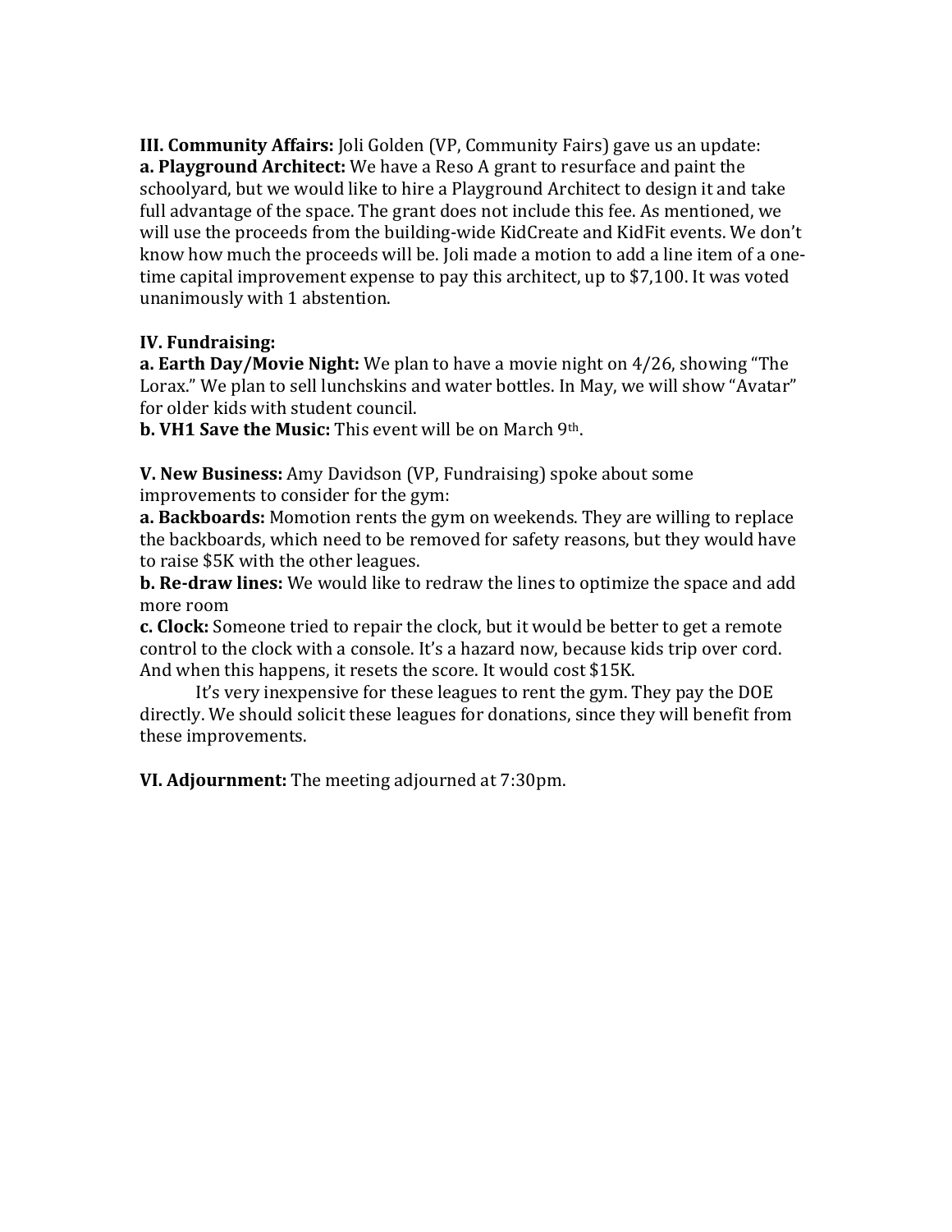**III. Community Affairs:** Joli Golden (VP, Community Fairs) gave us an update:
**a. Playground Architect:** We have a Reso A grant to resurface and paint the schoolyard, but we would like to hire a Playground Architect to design it and take full advantage of the space. The grant does not include this fee. As mentioned, we will use the proceeds from the building-wide KidCreate and KidFit events. We don't know how much the proceeds will be. Joli made a motion to add a line item of a one-time capital improvement expense to pay this architect, up to $7,100. It was voted unanimously with 1 abstention.

**IV. Fundraising:**
**a. Earth Day/Movie Night:** We plan to have a movie night on 4/26, showing "The Lorax." We plan to sell lunchskins and water bottles. In May, we will show "Avatar" for older kids with student council.
**b. VH1 Save the Music:** This event will be on March 9th.

**V. New Business:** Amy Davidson (VP, Fundraising) spoke about some improvements to consider for the gym:
**a. Backboards:** Momotion rents the gym on weekends. They are willing to replace the backboards, which need to be removed for safety reasons, but they would have to raise $5K with the other leagues.
**b. Re-draw lines:** We would like to redraw the lines to optimize the space and add more room
**c. Clock:** Someone tried to repair the clock, but it would be better to get a remote control to the clock with a console. It's a hazard now, because kids trip over cord. And when this happens, it resets the score. It would cost $15K.

It's very inexpensive for these leagues to rent the gym. They pay the DOE directly. We should solicit these leagues for donations, since they will benefit from these improvements.

**VI. Adjournment:** The meeting adjourned at 7:30pm.